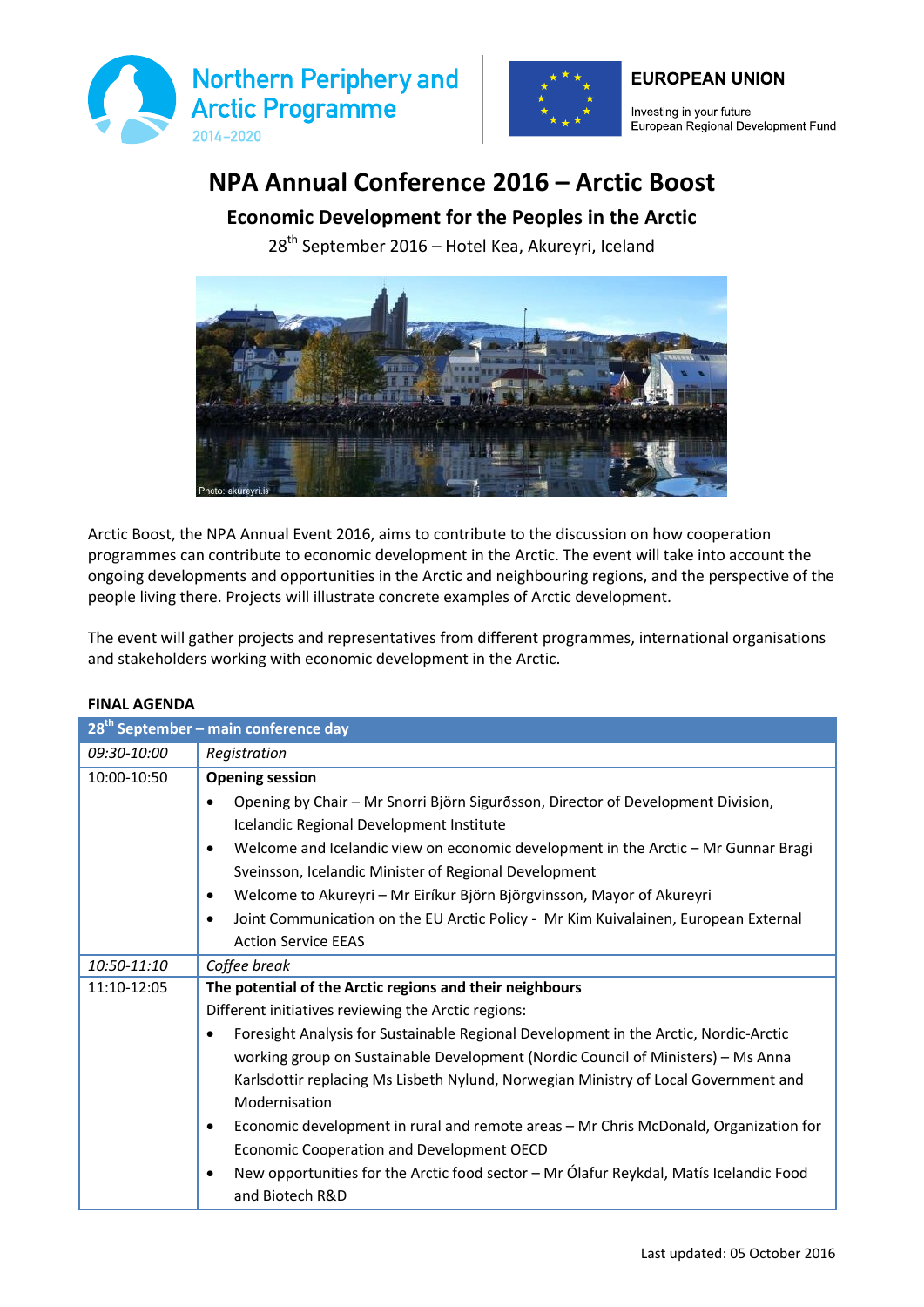Northern Periphery and Arctic Programme 2014–2020

EUROPEAN UNION
Investing in your future
European Regional Development Fund

# NPA Annual Conference 2016 – Arctic Boost

## Economic Development for the Peoples in the Arctic

28th September 2016 – Hotel Kea, Akureyri, Iceland

Photo: akureyri.is

Arctic Boost, the NPA Annual Event 2016, aims to contribute to the discussion on how cooperation programmes can contribute to economic development in the Arctic. The event will take into account the ongoing developments and opportunities in the Arctic and neighbouring regions, and the perspective of the people living there. Projects will illustrate concrete examples of Arctic development.

The event will gather projects and representatives from different programmes, international organisations and stakeholders working with economic development in the Arctic.

**FINAL AGENDA**

| 28th September – main conference day | |
|---|---|
| *09:30-10:00* | *Registration* |
| 10:00-10:50 | **Opening session**<br>• Opening by Chair – Mr Snorri Björn Sigurðsson, Director of Development Division, Icelandic Regional Development Institute<br>• Welcome and Icelandic view on economic development in the Arctic – Mr Gunnar Bragi Sveinsson, Icelandic Minister of Regional Development<br>• Welcome to Akureyri – Mr Eiríkur Björn Björgvinsson, Mayor of Akureyri<br>• Joint Communication on the EU Arctic Policy - Mr Kim Kuivalainen, European External Action Service EEAS |
| *10:50-11:10* | *Coffee break* |
| 11:10-12:05 | **The potential of the Arctic regions and their neighbours**<br>Different initiatives reviewing the Arctic regions:<br>• Foresight Analysis for Sustainable Regional Development in the Arctic, Nordic-Arctic working group on Sustainable Development (Nordic Council of Ministers) – Ms Anna Karlsdottir replacing Ms Lisbeth Nylund, Norwegian Ministry of Local Government and Modernisation<br>• Economic development in rural and remote areas – Mr Chris McDonald, Organization for Economic Cooperation and Development OECD<br>• New opportunities for the Arctic food sector – Mr Ólafur Reykdal, Matís Icelandic Food and Biotech R&D |

Last updated: 05 October 2016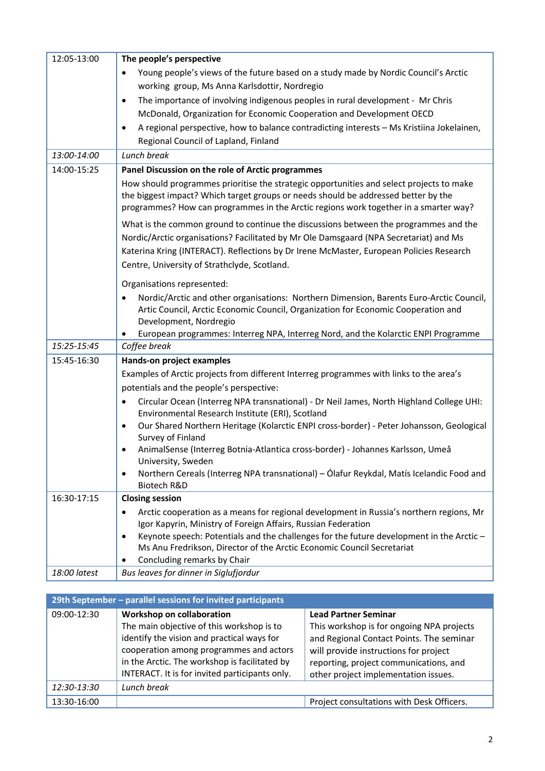| | |
|---|---|
| 12:05-13:00 | **The people's perspective**<br>• Young people's views of the future based on a study made by Nordic Council's Arctic working group, Ms Anna Karlsdottir, Nordregio<br>• The importance of involving indigenous peoples in rural development - Mr Chris McDonald, Organization for Economic Cooperation and Development OECD<br>• A regional perspective, how to balance contradicting interests – Ms Kristiina Jokelainen, Regional Council of Lapland, Finland |
| *13:00-14:00* | *Lunch break* |
| 14:00-15:25 | **Panel Discussion on the role of Arctic programmes**<br>How should programmes prioritise the strategic opportunities and select projects to make the biggest impact? Which target groups or needs should be addressed better by the programmes? How can programmes in the Arctic regions work together in a smarter way?<br>What is the common ground to continue the discussions between the programmes and the Nordic/Arctic organisations? Facilitated by Mr Ole Damsgaard (NPA Secretariat) and Ms Katerina Kring (INTERACT). Reflections by Dr Irene McMaster, European Policies Research Centre, University of Strathclyde, Scotland.<br>Organisations represented:<br>• Nordic/Arctic and other organisations: Northern Dimension, Barents Euro-Arctic Council, Artic Council, Arctic Economic Council, Organization for Economic Cooperation and Development, Nordregio<br>• European programmes: Interreg NPA, Interreg Nord, and the Kolarctic ENPI Programme |
| *15:25-15:45* | *Coffee break* |
| 15:45-16:30 | **Hands-on project examples**<br>Examples of Arctic projects from different Interreg programmes with links to the area's potentials and the people's perspective:<br>• Circular Ocean (Interreg NPA transnational) - Dr Neil James, North Highland College UHI: Environmental Research Institute (ERI), Scotland<br>• Our Shared Northern Heritage (Kolarctic ENPI cross-border) - Peter Johansson, Geological Survey of Finland<br>• AnimalSense (Interreg Botnia-Atlantica cross-border) - Johannes Karlsson, Umeå University, Sweden<br>• Northern Cereals (Interreg NPA transnational) – Ólafur Reykdal, Matís Icelandic Food and Biotech R&D |
| 16:30-17:15 | **Closing session**<br>• Arctic cooperation as a means for regional development in Russia's northern regions, Mr Igor Kapyrin, Ministry of Foreign Affairs, Russian Federation<br>• Keynote speech: Potentials and the challenges for the future development in the Arctic – Ms Anu Fredrikson, Director of the Arctic Economic Council Secretariat<br>• Concluding remarks by Chair |
| *18:00 latest* | *Bus leaves for dinner in Siglufjordur* |

| **29th September – parallel sessions for invited participants** | | |
|---|---|---|
| 09:00-12:30 | **Workshop on collaboration**<br>The main objective of this workshop is to identify the vision and practical ways for cooperation among programmes and actors in the Arctic. The workshop is facilitated by INTERACT. It is for invited participants only. | **Lead Partner Seminar**<br>This workshop is for ongoing NPA projects and Regional Contact Points. The seminar will provide instructions for project reporting, project communications, and other project implementation issues. |
| *12:30-13:30* | *Lunch break* | |
| 13:30-16:00 | | Project consultations with Desk Officers. |